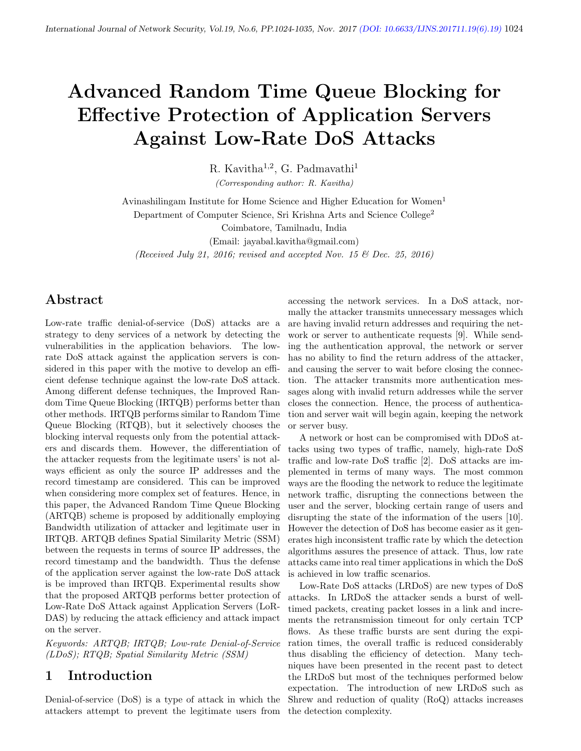# Advanced Random Time Queue Blocking for Effective Protection of Application Servers Against Low-Rate DoS Attacks

R. Kavitha[1,2], G. Padmavathi[1]

*(Corresponding author: R. Kavitha)*

Avinashilingam Institute for Home Science and Higher Education for Women[1]

Department of Computer Science, Sri Krishna Arts and Science College[2]

Coimbatore, Tamilnadu, India

(Email: jayabal.kavitha@gmail.com)

*(Received July 21, 2016; revised and accepted Nov. 15 & Dec. 25, 2016)*

## Abstract

Low-rate traffic denial-of-service (DoS) attacks are a strategy to deny services of a network by detecting the vulnerabilities in the application behaviors. The low-rate DoS attack against the application servers is considered in this paper with the motive to develop an efficient defense technique against the low-rate DoS attack. Among different defense techniques, the Improved Random Time Queue Blocking (IRTQB) performs better than other methods. IRTQB performs similar to Random Time Queue Blocking (RTQB), but it selectively chooses the blocking interval requests only from the potential attackers and discards them. However, the differentiation of the attacker requests from the legitimate users' is not always efficient as only the source IP addresses and the record timestamp are considered. This can be improved when considering more complex set of features. Hence, in this paper, the Advanced Random Time Queue Blocking (ARTQB) scheme is proposed by additionally employing Bandwidth utilization of attacker and legitimate user in IRTQB. ARTQB defines Spatial Similarity Metric (SSM) between the requests in terms of source IP addresses, the record timestamp and the bandwidth. Thus the defense of the application server against the low-rate DoS attack is be improved than IRTQB. Experimental results show that the proposed ARTQB performs better protection of Low-Rate DoS Attack against Application Servers (LoRDAS) by reducing the attack efficiency and attack impact on the server.

*Keywords: ARTQB; IRTQB; Low-rate Denial-of-Service (LDoS); RTQB; Spatial Similarity Metric (SSM)*

## 1 Introduction

Denial-of-service (DoS) is a type of attack in which the attackers attempt to prevent the legitimate users from accessing the network services. In a DoS attack, normally the attacker transmits unnecessary messages which are having invalid return addresses and requiring the network or server to authenticate requests [9]. While sending the authentication approval, the network or server has no ability to find the return address of the attacker, and causing the server to wait before closing the connection. The attacker transmits more authentication messages along with invalid return addresses while the server closes the connection. Hence, the process of authentication and server wait will begin again, keeping the network or server busy.

A network or host can be compromised with DDoS attacks using two types of traffic, namely, high-rate DoS traffic and low-rate DoS traffic [2]. DoS attacks are implemented in terms of many ways. The most common ways are the flooding the network to reduce the legitimate network traffic, disrupting the connections between the user and the server, blocking certain range of users and disrupting the state of the information of the users [10]. However the detection of DoS has become easier as it generates high inconsistent traffic rate by which the detection algorithms assures the presence of attack. Thus, low rate attacks came into real timer applications in which the DoS is achieved in low traffic scenarios.

Low-Rate DoS attacks (LRDoS) are new types of DoS attacks. In LRDoS the attacker sends a burst of well-timed packets, creating packet losses in a link and increments the retransmission timeout for only certain TCP flows. As these traffic bursts are sent during the expiration times, the overall traffic is reduced considerably thus disabling the efficiency of detection. Many techniques have been presented in the recent past to detect the LRDoS but most of the techniques performed below expectation. The introduction of new LRDoS such as Shrew and reduction of quality (RoQ) attacks increases the detection complexity.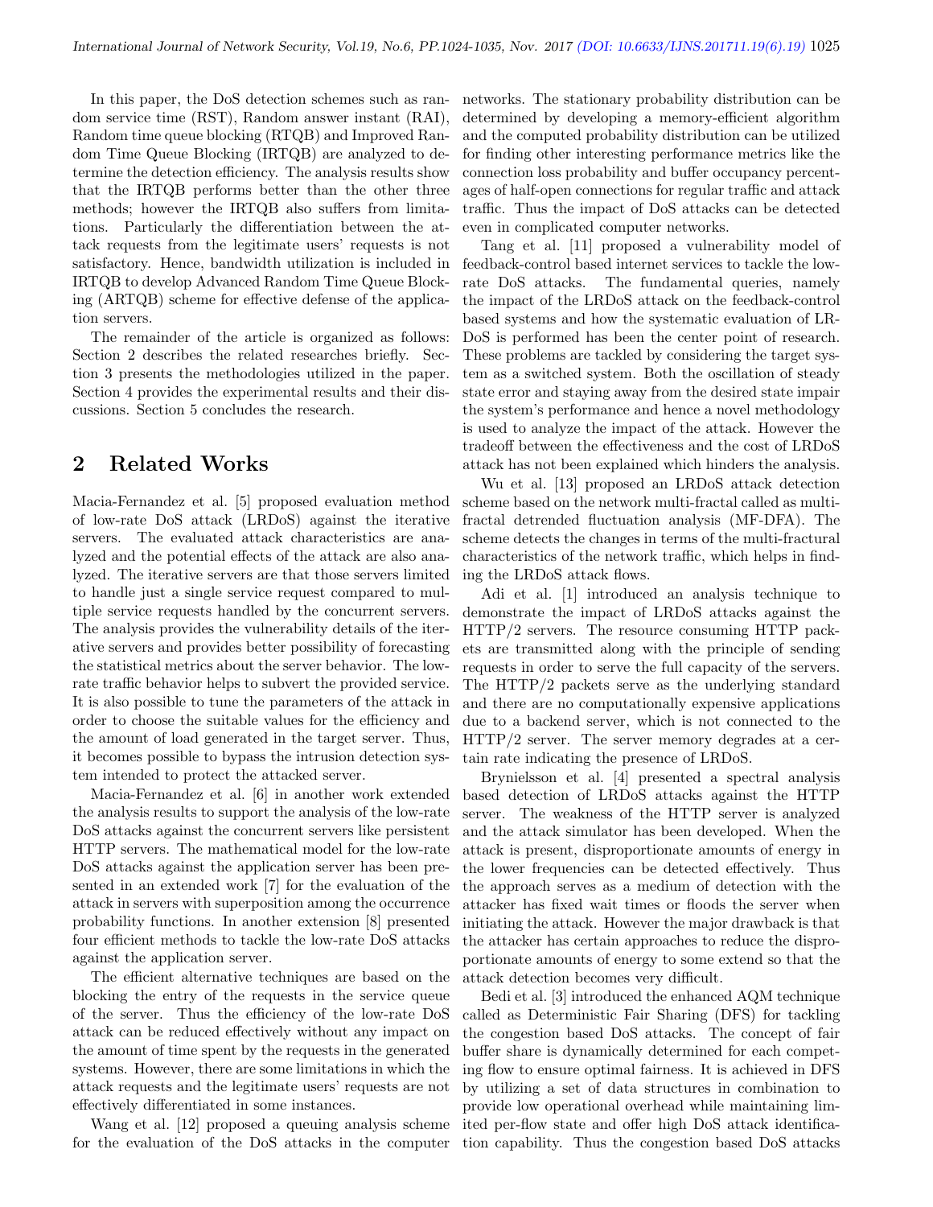In this paper, the DoS detection schemes such as random service time (RST), Random answer instant (RAI), Random time queue blocking (RTQB) and Improved Random Time Queue Blocking (IRTQB) are analyzed to determine the detection efficiency. The analysis results show that the IRTQB performs better than the other three methods; however the IRTQB also suffers from limitations. Particularly the differentiation between the attack requests from the legitimate users' requests is not satisfactory. Hence, bandwidth utilization is included in IRTQB to develop Advanced Random Time Queue Blocking (ARTQB) scheme for effective defense of the application servers.

The remainder of the article is organized as follows: Section 2 describes the related researches briefly. Section 3 presents the methodologies utilized in the paper. Section 4 provides the experimental results and their discussions. Section 5 concludes the research.

## 2 Related Works

Macia-Fernandez et al. [5] proposed evaluation method of low-rate DoS attack (LRDoS) against the iterative servers. The evaluated attack characteristics are analyzed and the potential effects of the attack are also analyzed. The iterative servers are that those servers limited to handle just a single service request compared to multiple service requests handled by the concurrent servers. The analysis provides the vulnerability details of the iterative servers and provides better possibility of forecasting the statistical metrics about the server behavior. The low-rate traffic behavior helps to subvert the provided service. It is also possible to tune the parameters of the attack in order to choose the suitable values for the efficiency and the amount of load generated in the target server. Thus, it becomes possible to bypass the intrusion detection system intended to protect the attacked server.

Macia-Fernandez et al. [6] in another work extended the analysis results to support the analysis of the low-rate DoS attacks against the concurrent servers like persistent HTTP servers. The mathematical model for the low-rate DoS attacks against the application server has been presented in an extended work [7] for the evaluation of the attack in servers with superposition among the occurrence probability functions. In another extension [8] presented four efficient methods to tackle the low-rate DoS attacks against the application server.

The efficient alternative techniques are based on the blocking the entry of the requests in the service queue of the server. Thus the efficiency of the low-rate DoS attack can be reduced effectively without any impact on the amount of time spent by the requests in the generated systems. However, there are some limitations in which the attack requests and the legitimate users' requests are not effectively differentiated in some instances.

Wang et al. [12] proposed a queuing analysis scheme for the evaluation of the DoS attacks in the computer networks. The stationary probability distribution can be determined by developing a memory-efficient algorithm and the computed probability distribution can be utilized for finding other interesting performance metrics like the connection loss probability and buffer occupancy percentages of half-open connections for regular traffic and attack traffic. Thus the impact of DoS attacks can be detected even in complicated computer networks.

Tang et al. [11] proposed a vulnerability model of feedback-control based internet services to tackle the low-rate DoS attacks. The fundamental queries, namely the impact of the LRDoS attack on the feedback-control based systems and how the systematic evaluation of LR-DoS is performed has been the center point of research. These problems are tackled by considering the target system as a switched system. Both the oscillation of steady state error and staying away from the desired state impair the system's performance and hence a novel methodology is used to analyze the impact of the attack. However the tradeoff between the effectiveness and the cost of LRDoS attack has not been explained which hinders the analysis.

Wu et al. [13] proposed an LRDoS attack detection scheme based on the network multi-fractal called as multi-fractal detrended fluctuation analysis (MF-DFA). The scheme detects the changes in terms of the multi-fractural characteristics of the network traffic, which helps in finding the LRDoS attack flows.

Adi et al. [1] introduced an analysis technique to demonstrate the impact of LRDoS attacks against the HTTP/2 servers. The resource consuming HTTP packets are transmitted along with the principle of sending requests in order to serve the full capacity of the servers. The HTTP/2 packets serve as the underlying standard and there are no computationally expensive applications due to a backend server, which is not connected to the HTTP/2 server. The server memory degrades at a certain rate indicating the presence of LRDoS.

Brynielsson et al. [4] presented a spectral analysis based detection of LRDoS attacks against the HTTP server. The weakness of the HTTP server is analyzed and the attack simulator has been developed. When the attack is present, disproportionate amounts of energy in the lower frequencies can be detected effectively. Thus the approach serves as a medium of detection with the attacker has fixed wait times or floods the server when initiating the attack. However the major drawback is that the attacker has certain approaches to reduce the disproportionate amounts of energy to some extend so that the attack detection becomes very difficult.

Bedi et al. [3] introduced the enhanced AQM technique called as Deterministic Fair Sharing (DFS) for tackling the congestion based DoS attacks. The concept of fair buffer share is dynamically determined for each competing flow to ensure optimal fairness. It is achieved in DFS by utilizing a set of data structures in combination to provide low operational overhead while maintaining limited per-flow state and offer high DoS attack identification capability. Thus the congestion based DoS attacks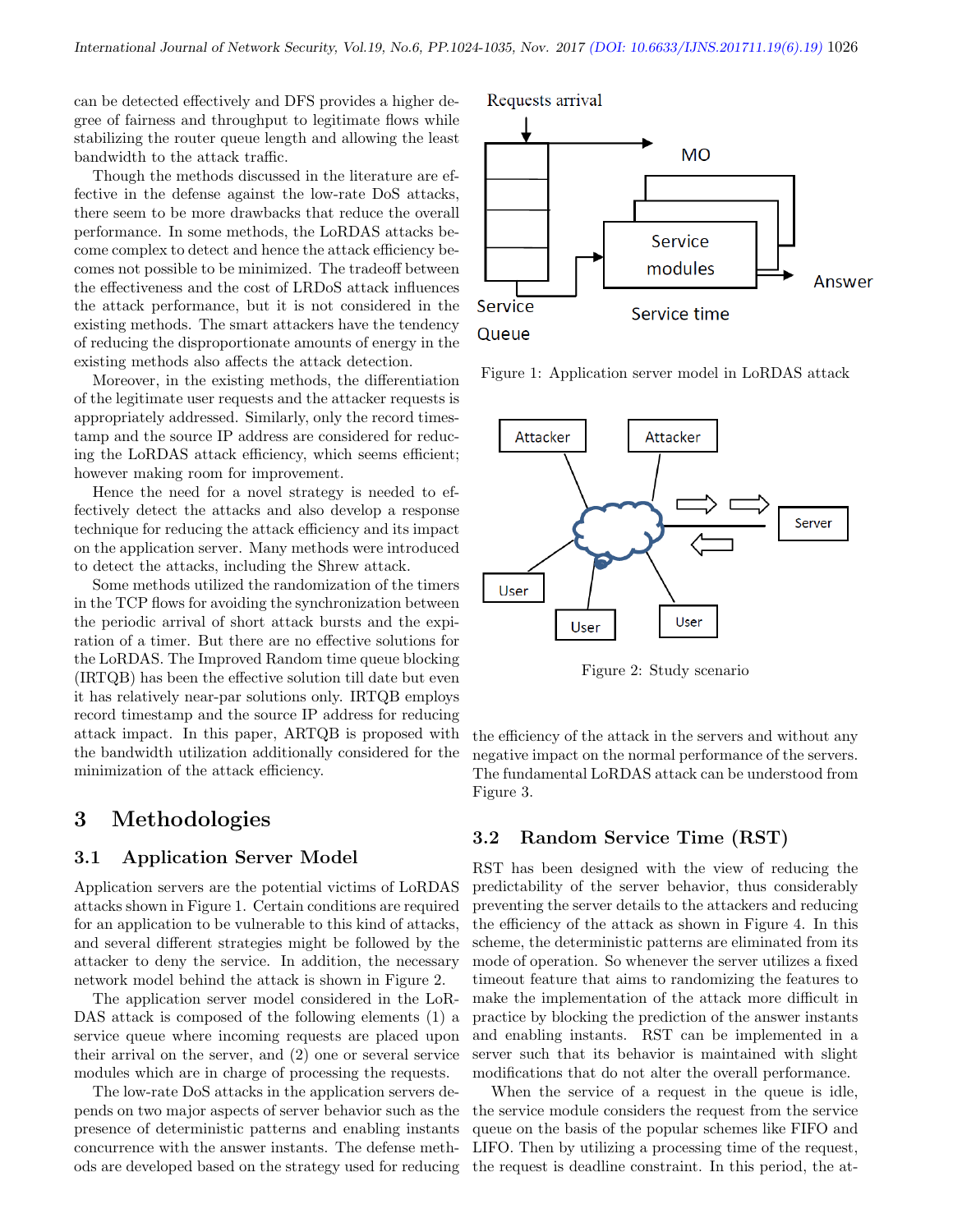can be detected effectively and DFS provides a higher degree of fairness and throughput to legitimate flows while stabilizing the router queue length and allowing the least bandwidth to the attack traffic.

Though the methods discussed in the literature are effective in the defense against the low-rate DoS attacks, there seem to be more drawbacks that reduce the overall performance. In some methods, the LoRDAS attacks become complex to detect and hence the attack efficiency becomes not possible to be minimized. The tradeoff between the effectiveness and the cost of LRDoS attack influences the attack performance, but it is not considered in the existing methods. The smart attackers have the tendency of reducing the disproportionate amounts of energy in the existing methods also affects the attack detection.

Moreover, in the existing methods, the differentiation of the legitimate user requests and the attacker requests is appropriately addressed. Similarly, only the record timestamp and the source IP address are considered for reducing the LoRDAS attack efficiency, which seems efficient; however making room for improvement.

Hence the need for a novel strategy is needed to effectively detect the attacks and also develop a response technique for reducing the attack efficiency and its impact on the application server. Many methods were introduced to detect the attacks, including the Shrew attack.

Some methods utilized the randomization of the timers in the TCP flows for avoiding the synchronization between the periodic arrival of short attack bursts and the expiration of a timer. But there are no effective solutions for the LoRDAS. The Improved Random time queue blocking (IRTQB) has been the effective solution till date but even it has relatively near-par solutions only. IRTQB employs record timestamp and the source IP address for reducing attack impact. In this paper, ARTQB is proposed with the bandwidth utilization additionally considered for the minimization of the attack efficiency.

# 3 Methodologies

## 3.1 Application Server Model

Application servers are the potential victims of LoRDAS attacks shown in Figure 1. Certain conditions are required for an application to be vulnerable to this kind of attacks, and several different strategies might be followed by the attacker to deny the service. In addition, the necessary network model behind the attack is shown in Figure 2.

The application server model considered in the LoRDAS attack is composed of the following elements (1) a service queue where incoming requests are placed upon their arrival on the server, and (2) one or several service modules which are in charge of processing the requests.

The low-rate DoS attacks in the application servers depends on two major aspects of server behavior such as the presence of deterministic patterns and enabling instants concurrence with the answer instants. The defense methods are developed based on the strategy used for reducing the efficiency of the attack in the servers and without any negative impact on the normal performance of the servers. The fundamental LoRDAS attack can be understood from Figure 3.

Figure 1: Application server model in LoRDAS attack

Figure 2: Study scenario

## 3.2 Random Service Time (RST)

RST has been designed with the view of reducing the predictability of the server behavior, thus considerably preventing the server details to the attackers and reducing the efficiency of the attack as shown in Figure 4. In this scheme, the deterministic patterns are eliminated from its mode of operation. So whenever the server utilizes a fixed timeout feature that aims to randomizing the features to make the implementation of the attack more difficult in practice by blocking the prediction of the answer instants and enabling instants. RST can be implemented in a server such that its behavior is maintained with slight modifications that do not alter the overall performance.

When the service of a request in the queue is idle, the service module considers the request from the service queue on the basis of the popular schemes like FIFO and LIFO. Then by utilizing a processing time of the request, the request is deadline constraint. In this period, the at-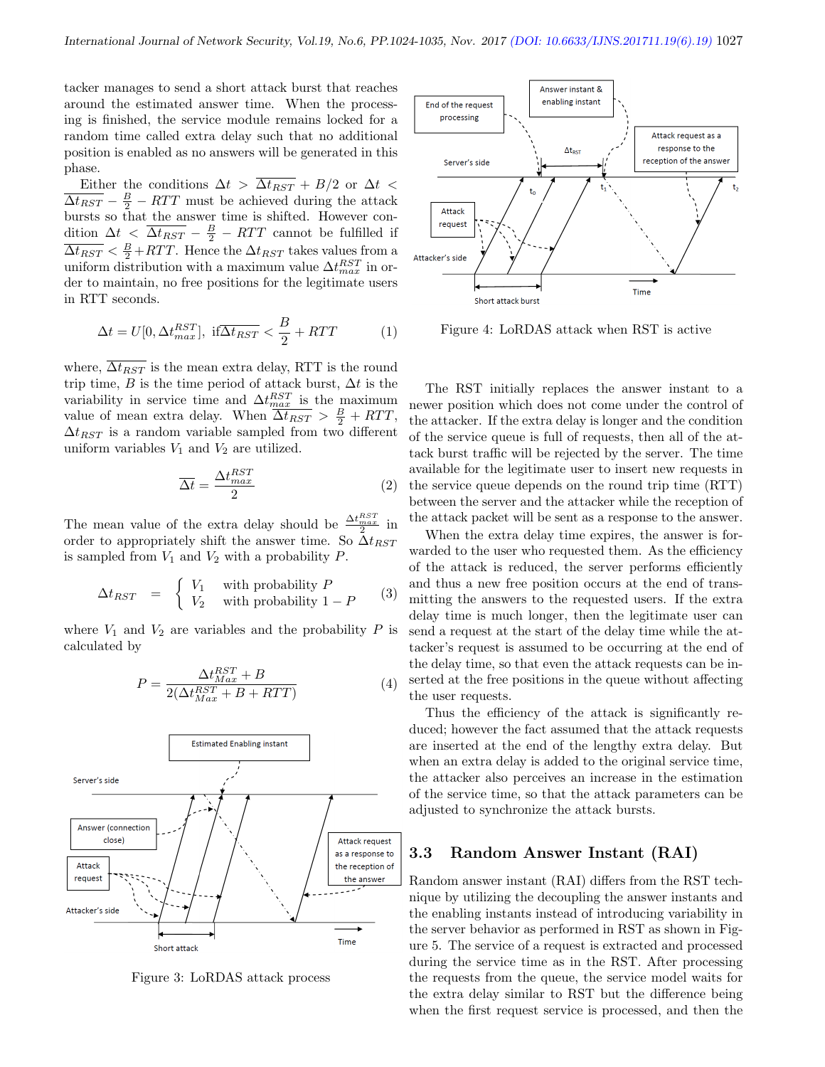tacker manages to send a short attack burst that reaches around the estimated answer time. When the processing is finished, the service module remains locked for a random time called extra delay such that no additional position is enabled as no answers will be generated in this phase.

Either the conditions $\Delta t > \overline{\Delta t_{RST}} + B/2$ or $\Delta t < \overline{\Delta t_{RST}} - \frac{B}{2} - RTT$ must be achieved during the attack bursts so that the answer time is shifted. However condition $\Delta t < \overline{\Delta t_{RST}} - \frac{B}{2} - RTT$ cannot be fulfilled if $\overline{\Delta t_{RST}} < \frac{B}{2} + RTT$. Hence the $\Delta t_{RST}$ takes values from a uniform distribution with a maximum value $\Delta t^{RST}_{max}$ in order to maintain, no free positions for the legitimate users in RTT seconds.

$$\Delta t = U[0, \Delta t^{RST}_{max}], \text{ if} \overline{\Delta t_{RST}} < \frac{B}{2} + RTT \qquad (1)$$

where, $\overline{\Delta t_{RST}}$ is the mean extra delay, RTT is the round trip time, $B$ is the time period of attack burst, $\Delta t$ is the variability in service time and $\Delta t^{RST}_{max}$ is the maximum value of mean extra delay. When $\overline{\Delta t_{RST}} > \frac{B}{2} + RTT$, $\Delta t_{RST}$ is a random variable sampled from two different uniform variables $V_1$ and $V_2$ are utilized.

$$\overline{\Delta t} = \frac{\Delta t^{RST}_{max}}{2} \qquad (2)$$

The mean value of the extra delay should be $\frac{\Delta t^{RST}_{max}}{2}$ in order to appropriately shift the answer time. So $\Delta t_{RST}$ is sampled from $V_1$ and $V_2$ with a probability $P$.

$$\Delta t_{RST} \quad = \quad \begin{cases} V_1 & \text{with probability } P \\ V_2 & \text{with probability } 1-P \end{cases} \qquad (3)$$

where $V_1$ and $V_2$ are variables and the probability $P$ is calculated by

$$P = \frac{\Delta t^{RST}_{Max} + B}{2(\Delta t^{RST}_{Max} + B + RTT)} \qquad (4)$$

Figure 3: LoRDAS attack process

Figure 4: LoRDAS attack when RST is active

The RST initially replaces the answer instant to a newer position which does not come under the control of the attacker. If the extra delay is longer and the condition of the service queue is full of requests, then all of the attack burst traffic will be rejected by the server. The time available for the legitimate user to insert new requests in the service queue depends on the round trip time (RTT) between the server and the attacker while the reception of the attack packet will be sent as a response to the answer.

When the extra delay time expires, the answer is forwarded to the user who requested them. As the efficiency of the attack is reduced, the server performs efficiently and thus a new free position occurs at the end of transmitting the answers to the requested users. If the extra delay time is much longer, then the legitimate user can send a request at the start of the delay time while the attacker's request is assumed to be occurring at the end of the delay time, so that even the attack requests can be inserted at the free positions in the queue without affecting the user requests.

Thus the efficiency of the attack is significantly reduced; however the fact assumed that the attack requests are inserted at the end of the lengthy extra delay. But when an extra delay is added to the original service time, the attacker also perceives an increase in the estimation of the service time, so that the attack parameters can be adjusted to synchronize the attack bursts.

### 3.3 Random Answer Instant (RAI)

Random answer instant (RAI) differs from the RST technique by utilizing the decoupling the answer instants and the enabling instants instead of introducing variability in the server behavior as performed in RST as shown in Figure 5. The service of a request is extracted and processed during the service time as in the RST. After processing the requests from the queue, the service model waits for the extra delay similar to RST but the difference being when the first request service is processed, and then the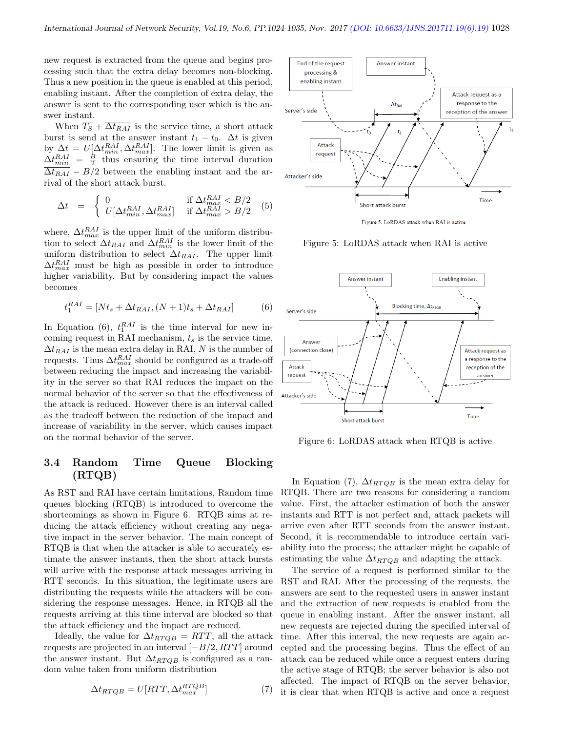new request is extracted from the queue and begins processing such that the extra delay becomes non-blocking. Thus a new position in the queue is enabled at this period, enabling instant. After the completion of extra delay, the answer is sent to the corresponding user which is the answer instant.

When $\overline{T_S} + \overline{\Delta t_{RAI}}$ is the service time, a short attack burst is send at the answer instant $t_1 - t_0$. $\Delta t$ is given by $\Delta t = U[\Delta t^{RAI}_{min}, \Delta t^{RAI}_{max}]$. The lower limit is given as $\Delta t^{RAI}_{min} = \frac{B}{2}$ thus ensuring the time interval duration $\overline{\Delta t_{RAI}} - B/2$ between the enabling instant and the arrival of the short attack burst.

$$\Delta t = \begin{cases} 0 & \text{if } \Delta t^{RAI}_{max} < B/2 \\ U[\Delta t^{RAI}_{min}, \Delta t^{RAI}_{max}] & \text{if } \Delta t^{RAI}_{max} > B/2 \end{cases} \quad (5)$$

where, $\Delta t^{RAI}_{max}$ is the upper limit of the uniform distribution to select $\Delta t_{RAI}$ and $\Delta t^{RAI}_{min}$ is the lower limit of the uniform distribution to select $\Delta t_{RAI}$. The upper limit $\Delta t^{RAI}_{max}$ must be high as possible in order to introduce higher variability. But by considering impact the values becomes

$$t^{RAI}_1 = [Nt_s + \Delta t_{RAI}, (N+1)t_s + \Delta t_{RAI}] \quad (6)$$

In Equation (6), $t^{RAI}_1$ is the time interval for new incoming request in RAI mechanism, $t_s$ is the service time, $\Delta t_{RAI}$ is the mean extra delay in RAI, $N$ is the number of requests. Thus $\Delta t^{RAI}_{max}$ should be configured as a trade-off between reducing the impact and increasing the variability in the server so that RAI reduces the impact on the normal behavior of the server so that the effectiveness of the attack is reduced. However there is an interval called as the tradeoff between the reduction of the impact and increase of variability in the server, which causes impact on the normal behavior of the server.

Figure 5: LoRDAS attack when RAI is active

## 3.4 Random Time Queue Blocking (RTQB)

As RST and RAI have certain limitations, Random time queues blocking (RTQB) is introduced to overcome the shortcomings as shown in Figure 6. RTQB aims at reducing the attack efficiency without creating any negative impact in the server behavior. The main concept of RTQB is that when the attacker is able to accurately estimate the answer instants, then the short attack bursts will arrive with the response attack messages arriving in RTT seconds. In this situation, the legitimate users are distributing the requests while the attackers will be considering the response messages. Hence, in RTQB all the requests arriving at this time interval are blocked so that the attack efficiency and the impact are reduced.

Ideally, the value for $\Delta t_{RTQB} = RTT$, all the attack requests are projected in an interval $[-B/2, RTT]$ around the answer instant. But $\Delta t_{RTQB}$ is configured as a random value taken from uniform distribution

$$\Delta t_{RTQB} = U[RTT, \Delta t^{RTQB}_{max}] \quad (7)$$

Figure 6: LoRDAS attack when RTQB is active

In Equation (7), $\Delta t_{RTQB}$ is the mean extra delay for RTQB. There are two reasons for considering a random value. First, the attacker estimation of both the answer instants and RTT is not perfect and, attack packets will arrive even after RTT seconds from the answer instant. Second, it is recommendable to introduce certain variability into the process; the attacker might be capable of estimating the value $\Delta t_{RTQB}$ and adapting the attack.

The service of a request is performed similar to the RST and RAI. After the processing of the requests, the answers are sent to the requested users in answer instant and the extraction of new requests is enabled from the queue in enabling instant. After the answer instant, all new requests are rejected during the specified interval of time. After this interval, the new requests are again accepted and the processing begins. Thus the effect of an attack can be reduced while once a request enters during the active stage of RTQB; the server behavior is also not affected. The impact of RTQB on the server behavior, it is clear that when RTQB is active and once a request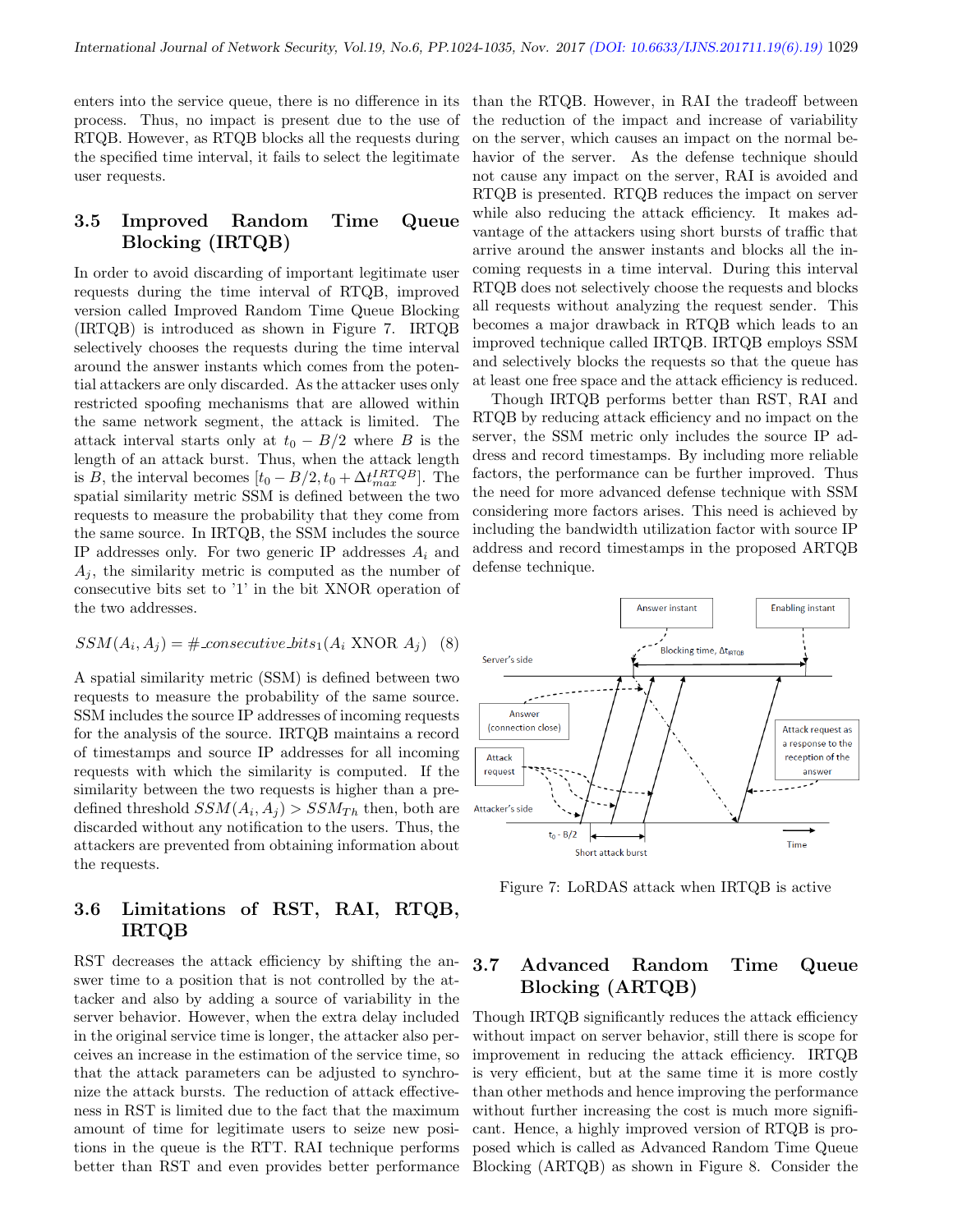enters into the service queue, there is no difference in its process. Thus, no impact is present due to the use of RTQB. However, as RTQB blocks all the requests during the specified time interval, it fails to select the legitimate user requests.

## 3.5 Improved Random Time Queue Blocking (IRTQB)

In order to avoid discarding of important legitimate user requests during the time interval of RTQB, improved version called Improved Random Time Queue Blocking (IRTQB) is introduced as shown in Figure 7. IRTQB selectively chooses the requests during the time interval around the answer instants which comes from the potential attackers are only discarded. As the attacker uses only restricted spoofing mechanisms that are allowed within the same network segment, the attack interval is limited. The attack interval starts only at $t_0 - B/2$ where $B$ is the length of an attack burst. Thus, when the attack length is $B$, the interval becomes $[t_0 - B/2, t_0 + \Delta t^{IRTQB}_{max}]$. The spatial similarity metric SSM is defined between the two requests to measure the probability that they come from the same source. In IRTQB, the SSM includes the source IP addresses only. For two generic IP addresses $A_i$ and $A_j$, the similarity metric is computed as the number of consecutive bits set to '1' in the bit XNOR operation of the two addresses.

$$SSM(A_i, A_j) = \#\_consecutive\_bits_1(A_i \text{ XNOR } A_j) \quad (8)$$

A spatial similarity metric (SSM) is defined between two requests to measure the probability of the same source. SSM includes the source IP addresses of incoming requests for the analysis of the source. IRTQB maintains a record of timestamps and source IP addresses for all incoming requests with which the similarity is computed. If the similarity between the two requests is higher than a predefined threshold $SSM(A_i, A_j) > SSM_{Th}$ then, both are discarded without any notification to the users. Thus, the attackers are prevented from obtaining information about the requests.

## 3.6 Limitations of RST, RAI, RTQB, IRTQB

RST decreases the attack efficiency by shifting the answer time to a position that is not controlled by the attacker and also by adding a source of variability in the server behavior. However, when the extra delay included in the original service time is longer, the attacker also perceives an increase in the estimation of the service time, so that the attack parameters can be adjusted to synchronize the attack bursts. The reduction of attack effectiveness in RST is limited due to the fact that the maximum amount of time for legitimate users to seize new positions in the queue is the RTT. RAI technique performs better than RST and even provides better performance than the RTQB. However, in RAI the tradeoff between the reduction of the impact and increase of variability on the server, which causes an impact on the normal behavior of the server. As the defense technique should not cause any impact on the server, RAI is avoided and RTQB is presented. RTQB reduces the impact on server while also reducing the attack efficiency. It makes advantage of the attackers using short bursts of traffic that arrive around the answer instants and blocks all the incoming requests in a time interval. During this interval RTQB does not selectively choose the requests and blocks all requests without analyzing the request sender. This becomes a major drawback in RTQB which leads to an improved technique called IRTQB. IRTQB employs SSM and selectively blocks the requests so that the queue has at least one free space and the attack efficiency is reduced.

Though IRTQB performs better than RST, RAI and RTQB by reducing attack efficiency and no impact on the server, the SSM metric only includes the source IP address and record timestamps. By including more reliable factors, the performance can be further improved. Thus the need for more advanced defense technique with SSM considering more factors arises. This need is achieved by including the bandwidth utilization factor with source IP address and record timestamps in the proposed ARTQB defense technique.

Figure 7: LoRDAS attack when IRTQB is active

## 3.7 Advanced Random Time Queue Blocking (ARTQB)

Though IRTQB significantly reduces the attack efficiency without impact on server behavior, still there is scope for improvement in reducing the attack efficiency. IRTQB is very efficient, but at the same time it is more costly than other methods and hence improving the performance without further increasing the cost is much more significant. Hence, a highly improved version of RTQB is proposed which is called as Advanced Random Time Queue Blocking (ARTQB) as shown in Figure 8. Consider the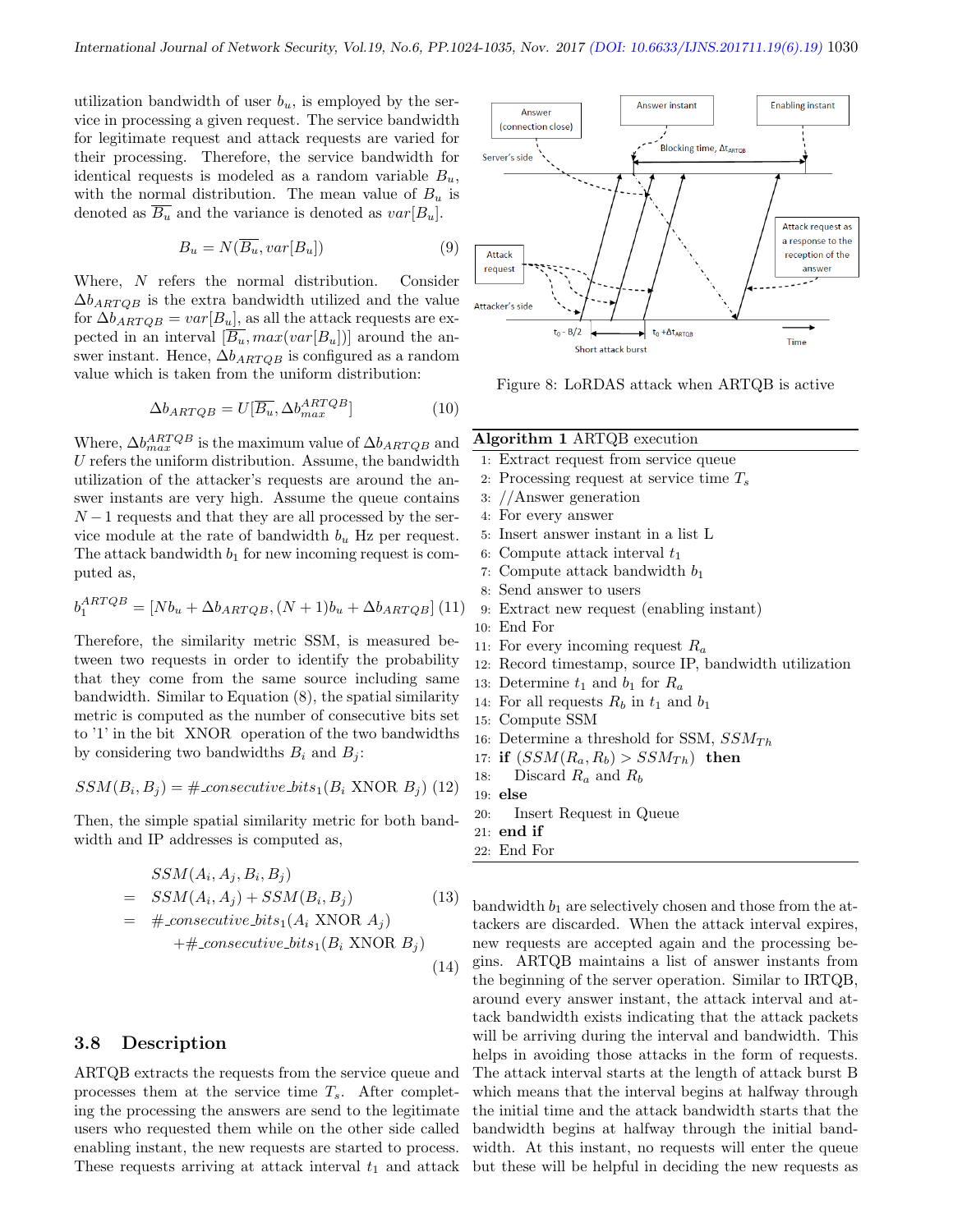utilization bandwidth of user $b_u$, is employed by the service in processing a given request. The service bandwidth for legitimate request and attack requests are varied for their processing. Therefore, the service bandwidth for identical requests is modeled as a random variable $B_u$, with the normal distribution. The mean value of $B_u$ is denoted as $\overline{B_u}$ and the variance is denoted as $var[B_u]$.

$$B_u = N(\overline{B_u}, var[B_u]) \quad (9)$$

Where, $N$ refers the normal distribution. Consider $\Delta b_{ARTQB}$ is the extra bandwidth utilized and the value for $\Delta b_{ARTQB} = var[B_u]$, as all the attack requests are expected in an interval $[\overline{B_u}, max(var[B_u])]$ around the answer instant. Hence, $\Delta b_{ARTQB}$ is configured as a random value which is taken from the uniform distribution:

$$\Delta b_{ARTQB} = U[\overline{B_u}, \Delta b_{max}^{ARTQB}] \quad (10)$$

Where, $\Delta b_{max}^{ARTQB}$ is the maximum value of $\Delta b_{ARTQB}$ and $U$ refers the uniform distribution. Assume, the bandwidth utilization of the attacker's requests are around the answer instants are very high. Assume the queue contains $N-1$ requests and that they are all processed by the service module at the rate of bandwidth $b_u$ Hz per request. The attack bandwidth $b_1$ for new incoming request is computed as,

$$b_1^{ARTQB} = [Nb_u + \Delta b_{ARTQB}, (N+1)b_u + \Delta b_{ARTQB}] \quad (11)$$

Therefore, the similarity metric SSM, is measured between two requests in order to identify the probability that they come from the same source including same bandwidth. Similar to Equation (8), the spatial similarity metric is computed as the number of consecutive bits set to '1' in the bit XNOR operation of the two bandwidths by considering two bandwidths $B_i$ and $B_j$:

$$SSM(B_i, B_j) = \#\_consecutive\_bits_1(B_i \text{ XNOR } B_j) \quad (12)$$

Then, the simple spatial similarity metric for both bandwidth and IP addresses is computed as,

$$\begin{aligned} & SSM(A_i, A_j, B_i, B_j) \\ = \quad & SSM(A_i, A_j) + SSM(B_i, B_j) \quad (13) \\ = \quad & \#\_consecutive\_bits_1(A_i \text{ XNOR } A_j) \\ & +\#\_consecutive\_bits_1(B_i \text{ XNOR } B_j) \quad (14) \end{aligned}$$

## 3.8 Description

ARTQB extracts the requests from the service queue and processes them at the service time $T_s$. After completing the processing the answers are send to the legitimate users who requested them while on the other side called enabling instant, the new requests are started to process. These requests arriving at attack interval $t_1$ and attack bandwidth $b_1$ are selectively chosen and those from the attackers are discarded. When the attack interval expires, new requests are accepted again and the processing begins. ARTQB maintains a list of answer instants from the beginning of the server operation. Similar to IRTQB, around every answer instant, the attack interval and attack bandwidth exists indicating that the attack packets will be arriving during the interval and bandwidth. This helps in avoiding those attacks in the form of requests. The attack interval starts at the length of attack burst B which means that the interval begins at halfway through the initial time and the attack bandwidth starts that the bandwidth begins at halfway through the initial bandwidth. At this instant, no requests will enter the queue but these will be helpful in deciding the new requests as

Figure 8: LoRDAS attack when ARTQB is active

**Algorithm 1** ARTQB execution

```
1:  Extract request from service queue
2:  Processing request at service time T_s
3:  //Answer generation
4:  For every answer
5:  Insert answer instant in a list L
6:  Compute attack interval t_1
7:  Compute attack bandwidth b_1
8:  Send answer to users
9:  Extract new request (enabling instant)
10: End For
11: For every incoming request R_a
12: Record timestamp, source IP, bandwidth utilization
13: Determine t_1 and b_1 for R_a
14: For all requests R_b in t_1 and b_1
15: Compute SSM
16: Determine a threshold for SSM, SSM_Th
17: if (SSM(R_a, R_b) > SSM_Th) then
18:     Discard R_a and R_b
19: else
20:     Insert Request in Queue
21: end if
22: End For
```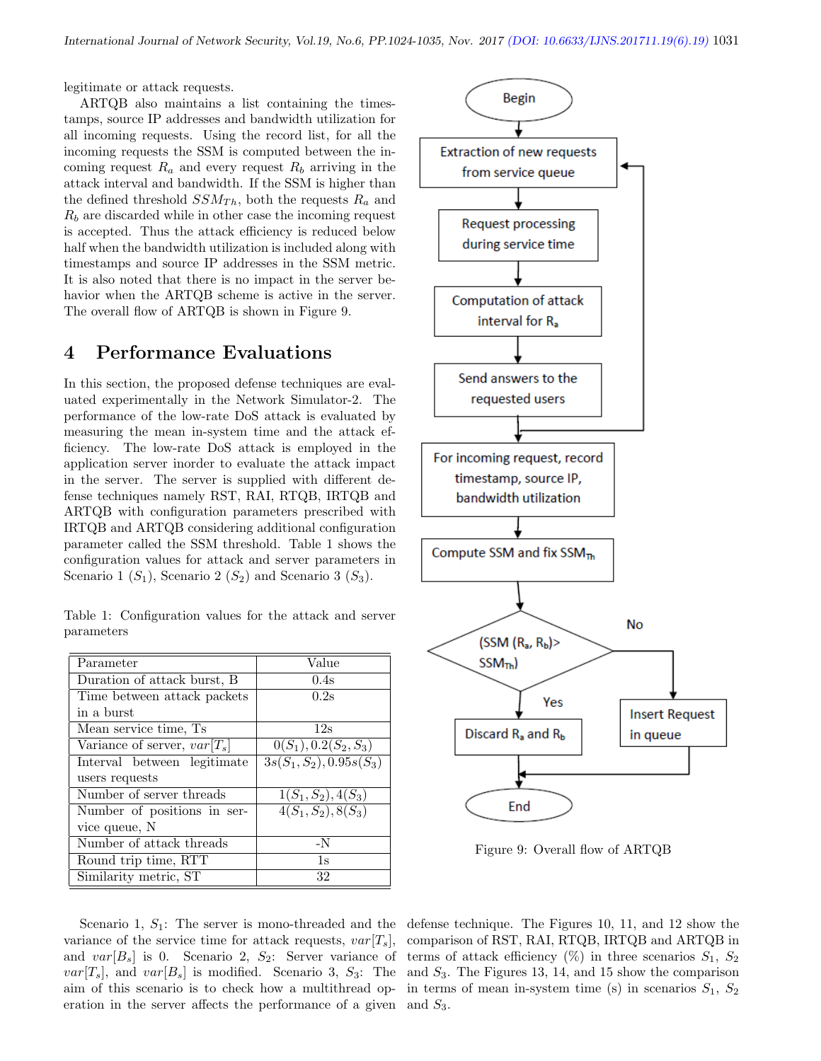legitimate or attack requests.

ARTQB also maintains a list containing the timestamps, source IP addresses and bandwidth utilization for all incoming requests. Using the record list, for all the incoming requests the SSM is computed between the incoming request $R_a$ and every request $R_b$ arriving in the attack interval and bandwidth. If the SSM is higher than the defined threshold $SSM_{Th}$, both the requests $R_a$ and $R_b$ are discarded while in other case the incoming request is accepted. Thus the attack efficiency is reduced below half when the bandwidth utilization is included along with timestamps and source IP addresses in the SSM metric. It is also noted that there is no impact in the server behavior when the ARTQB scheme is active in the server. The overall flow of ARTQB is shown in Figure 9.

Figure 9: Overall flow of ARTQB

# 4 Performance Evaluations

In this section, the proposed defense techniques are evaluated experimentally in the Network Simulator-2. The performance of the low-rate DoS attack is evaluated by measuring the mean in-system time and the attack efficiency. The low-rate DoS attack is employed in the application server inorder to evaluate the attack impact in the server. The server is supplied with different defense techniques namely RST, RAI, RTQB, IRTQB and ARTQB with configuration parameters prescribed with IRTQB and ARTQB considering additional configuration parameter called the SSM threshold. Table 1 shows the configuration values for attack and server parameters in Scenario 1 ($S_1$), Scenario 2 ($S_2$) and Scenario 3 ($S_3$).

Table 1: Configuration values for the attack and server parameters

| Parameter | Value |
|---|---|
| Duration of attack burst, B | 0.4s |
| Time between attack packets in a burst | 0.2s |
| Mean service time, Ts | 12s |
| Variance of server, $var[T_s]$ | $0(S_1), 0.2(S_2, S_3)$ |
| Interval between legitimate users requests | $3s(S_1, S_2), 0.95s(S_3)$ |
| Number of server threads | $1(S_1, S_2), 4(S_3)$ |
| Number of positions in service queue, N | $4(S_1, S_2), 8(S_3)$ |
| Number of attack threads | -N |
| Round trip time, RTT | 1s |
| Similarity metric, ST | 32 |

Scenario 1, $S_1$: The server is mono-threaded and the variance of the service time for attack requests, $var[T_s]$, and $var[B_s]$ is 0. Scenario 2, $S_2$: Server variance of $var[T_s]$, and $var[B_s]$ is modified. Scenario 3, $S_3$: The aim of this scenario is to check how a multithread operation in the server affects the performance of a given defense technique. The Figures 10, 11, and 12 show the comparison of RST, RAI, RTQB, IRTQB and ARTQB in terms of attack efficiency (%) in three scenarios $S_1$, $S_2$ and $S_3$. The Figures 13, 14, and 15 show the comparison in terms of mean in-system time (s) in scenarios $S_1$, $S_2$ and $S_3$.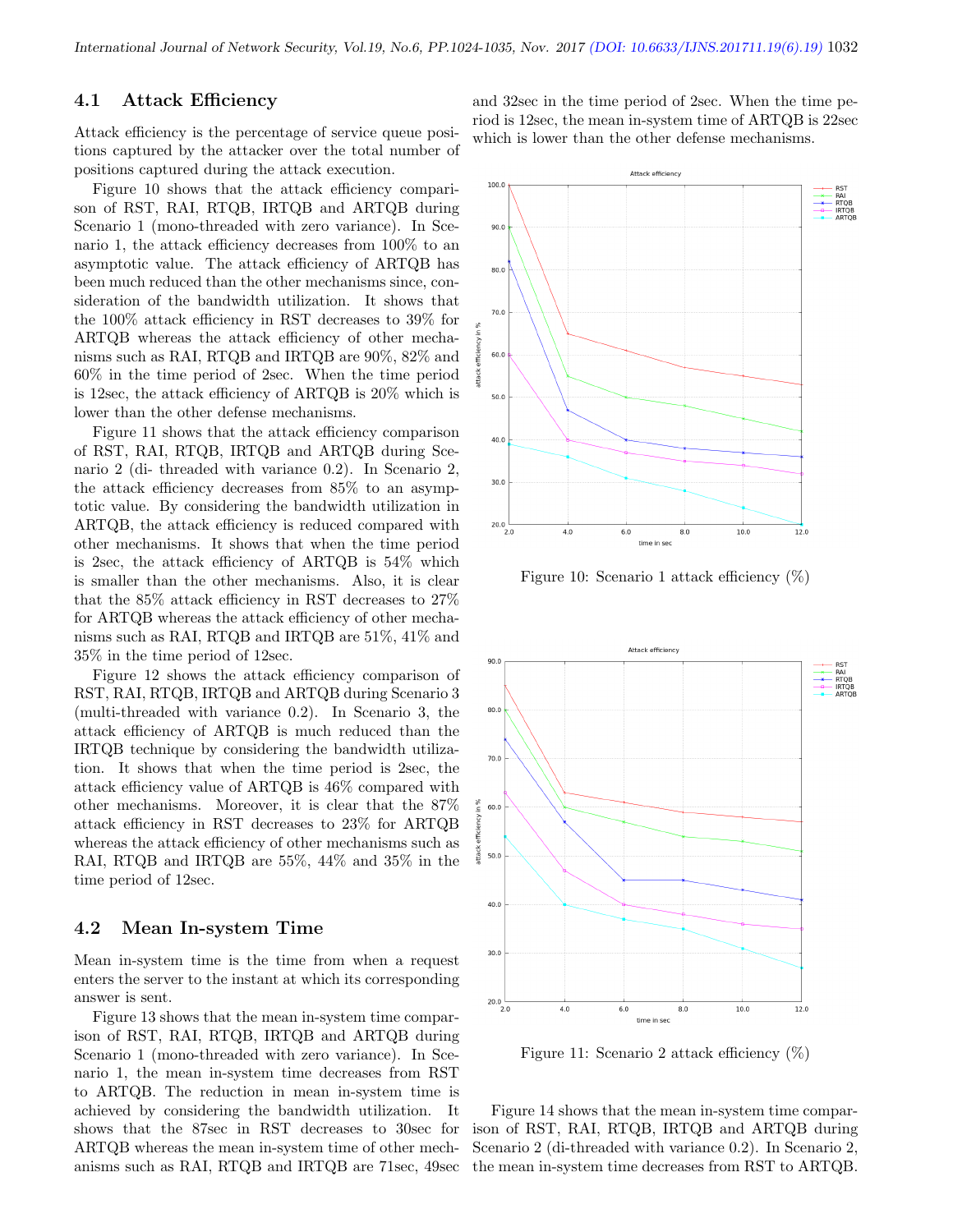### 4.1 Attack Efficiency

Attack efficiency is the percentage of service queue positions captured by the attacker over the total number of positions captured during the attack execution.

Figure 10 shows that the attack efficiency comparison of RST, RAI, RTQB, IRTQB and ARTQB during Scenario 1 (mono-threaded with zero variance). In Scenario 1, the attack efficiency decreases from 100% to an asymptotic value. The attack efficiency of ARTQB has been much reduced than the other mechanisms since, consideration of the bandwidth utilization. It shows that the 100% attack efficiency in RST decreases to 39% for ARTQB whereas the attack efficiency of other mechanisms such as RAI, RTQB and IRTQB are 90%, 82% and 60% in the time period of 2sec. When the time period is 12sec, the attack efficiency of ARTQB is 20% which is lower than the other defense mechanisms.

Figure 11 shows that the attack efficiency comparison of RST, RAI, RTQB, IRTQB and ARTQB during Scenario 2 (di- threaded with variance 0.2). In Scenario 2, the attack efficiency decreases from 85% to an asymptotic value. By considering the bandwidth utilization in ARTQB, the attack efficiency is reduced compared with other mechanisms. It shows that when the time period is 2sec, the attack efficiency of ARTQB is 54% which is smaller than the other mechanisms. Also, it is clear that the 85% attack efficiency in RST decreases to 27% for ARTQB whereas the attack efficiency of other mechanisms such as RAI, RTQB and IRTQB are 51%, 41% and 35% in the time period of 12sec.

Figure 12 shows the attack efficiency comparison of RST, RAI, RTQB, IRTQB and ARTQB during Scenario 3 (multi-threaded with variance 0.2). In Scenario 3, the attack efficiency of ARTQB is much reduced than the IRTQB technique by considering the bandwidth utilization. It shows that when the time period is 2sec, the attack efficiency value of ARTQB is 46% compared with other mechanisms. Moreover, it is clear that the 87% attack efficiency in RST decreases to 23% for ARTQB whereas the attack efficiency of other mechanisms such as RAI, RTQB and IRTQB are 55%, 44% and 35% in the time period of 12sec.

### 4.2 Mean In-system Time

Mean in-system time is the time from when a request enters the server to the instant at which its corresponding answer is sent.

Figure 13 shows that the mean in-system time comparison of RST, RAI, RTQB, IRTQB and ARTQB during Scenario 1 (mono-threaded with zero variance). In Scenario 1, the mean in-system time decreases from RST to ARTQB. The reduction in mean in-system time is achieved by considering the bandwidth utilization. It shows that the 87sec in RST decreases to 30sec for ARTQB whereas the mean in-system time of other mechanisms such as RAI, RTQB and IRTQB are 71sec, 49sec and 32sec in the time period of 2sec. When the time period is 12sec, the mean in-system time of ARTQB is 22sec which is lower than the other defense mechanisms.

Figure 10: Scenario 1 attack efficiency (%)

Figure 11: Scenario 2 attack efficiency (%)

Figure 14 shows that the mean in-system time comparison of RST, RAI, RTQB, IRTQB and ARTQB during Scenario 2 (di-threaded with variance 0.2). In Scenario 2, the mean in-system time decreases from RST to ARTQB.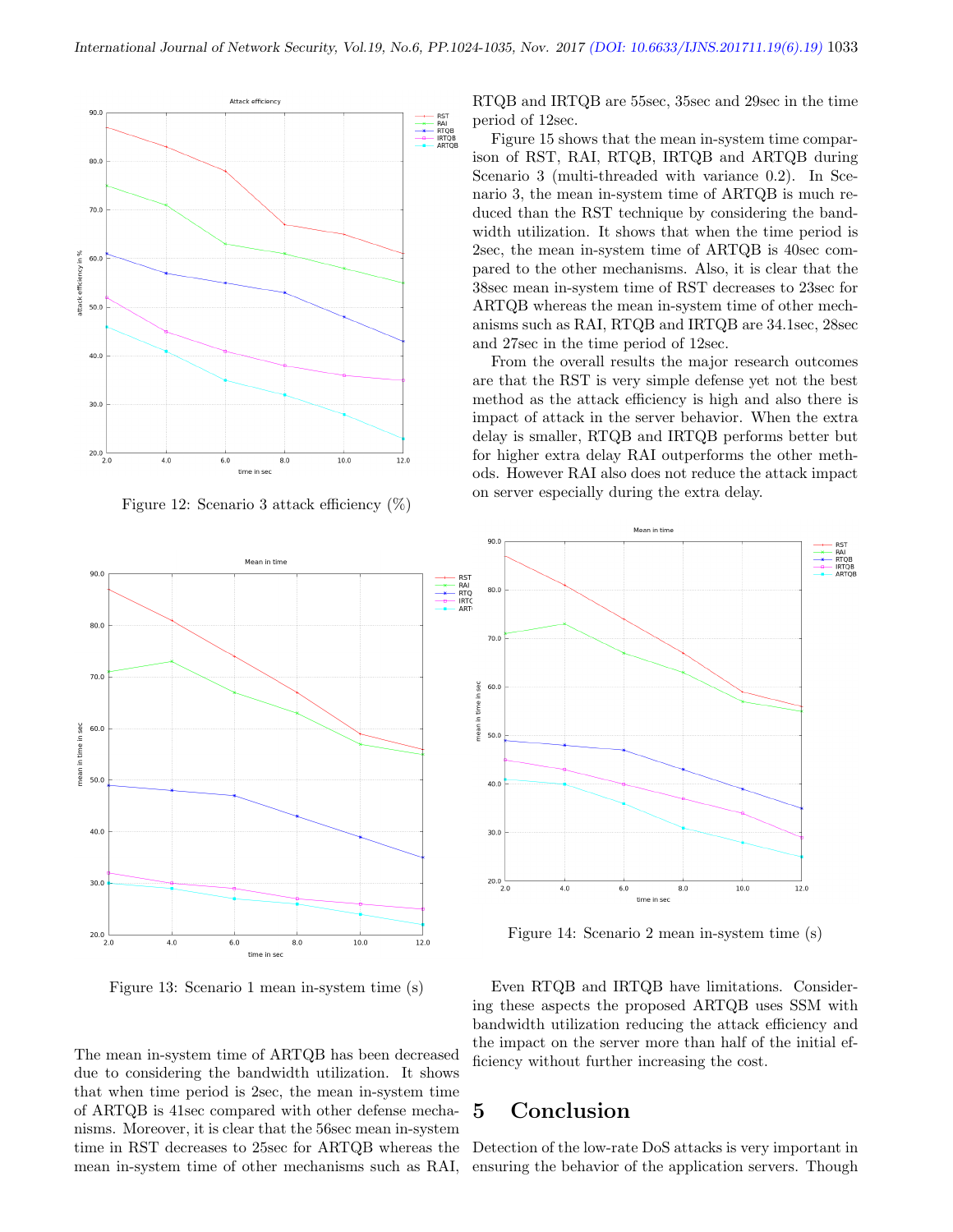Figure 12: Scenario 3 attack efficiency (%)

Figure 13: Scenario 1 mean in-system time (s)

The mean in-system time of ARTQB has been decreased due to considering the bandwidth utilization. It shows that when time period is 2sec, the mean in-system time of ARTQB is 41sec compared with other defense mechanisms. Moreover, it is clear that the 56sec mean in-system time in RST decreases to 25sec for ARTQB whereas the mean in-system time of other mechanisms such as RAI, RTQB and IRTQB are 55sec, 35sec and 29sec in the time period of 12sec.

Figure 15 shows that the mean in-system time comparison of RST, RAI, RTQB, IRTQB and ARTQB during Scenario 3 (multi-threaded with variance 0.2). In Scenario 3, the mean in-system time of ARTQB is much reduced than the RST technique by considering the bandwidth utilization. It shows that when the time period is 2sec, the mean in-system time of ARTQB is 40sec compared to the other mechanisms. Also, it is clear that the 38sec mean in-system time of RST decreases to 23sec for ARTQB whereas the mean in-system time of other mechanisms such as RAI, RTQB and IRTQB are 34.1sec, 28sec and 27sec in the time period of 12sec.

From the overall results the major research outcomes are that the RST is very simple defense yet not the best method as the attack efficiency is high and also there is impact of attack in the server behavior. When the extra delay is smaller, RTQB and IRTQB performs better but for higher extra delay RAI outperforms the other methods. However RAI also does not reduce the attack impact on server especially during the extra delay.

Figure 14: Scenario 2 mean in-system time (s)

Even RTQB and IRTQB have limitations. Considering these aspects the proposed ARTQB uses SSM with bandwidth utilization reducing the attack efficiency and the impact on the server more than half of the initial efficiency without further increasing the cost.

## 5 Conclusion

Detection of the low-rate DoS attacks is very important in ensuring the behavior of the application servers. Though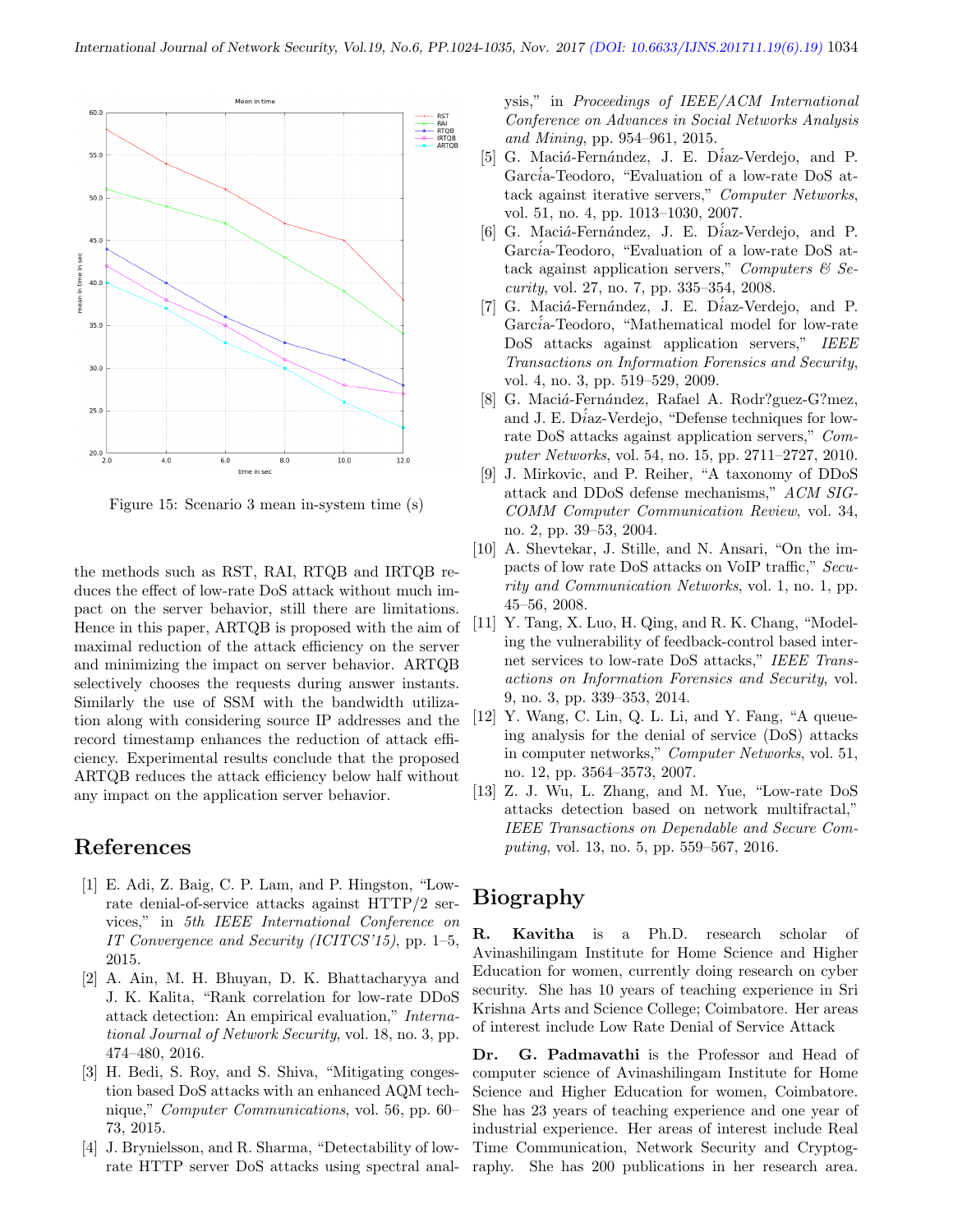Figure 15: Scenario 3 mean in-system time (s)

the methods such as RST, RAI, RTQB and IRTQB reduces the effect of low-rate DoS attack without much impact on the server behavior, still there are limitations. Hence in this paper, ARTQB is proposed with the aim of maximal reduction of the attack efficiency on the server and minimizing the impact on server behavior. ARTQB selectively chooses the requests during answer instants. Similarly the use of SSM with the bandwidth utilization along with considering source IP addresses and the record timestamp enhances the reduction of attack efficiency. Experimental results conclude that the proposed ARTQB reduces the attack efficiency below half without any impact on the application server behavior.

## References

[1] E. Adi, Z. Baig, C. P. Lam, and P. Hingston, "Low-rate denial-of-service attacks against HTTP/2 services," in *5th IEEE International Conference on IT Convergence and Security (ICITCS'15)*, pp. 1–5, 2015.

[2] A. Ain, M. H. Bhuyan, D. K. Bhattacharyya and J. K. Kalita, "Rank correlation for low-rate DDoS attack detection: An empirical evaluation," *International Journal of Network Security*, vol. 18, no. 3, pp. 474–480, 2016.

[3] H. Bedi, S. Roy, and S. Shiva, "Mitigating congestion based DoS attacks with an enhanced AQM technique," *Computer Communications*, vol. 56, pp. 60–73, 2015.

[4] J. Brynielsson, and R. Sharma, "Detectability of low-rate HTTP server DoS attacks using spectral analysis," in *Proceedings of IEEE/ACM International Conference on Advances in Social Networks Analysis and Mining*, pp. 954–961, 2015.

[5] G. Maciá-Fernández, J. E. Díaz-Verdejo, and P. García-Teodoro, "Evaluation of a low-rate DoS attack against iterative servers," *Computer Networks*, vol. 51, no. 4, pp. 1013–1030, 2007.

[6] G. Maciá-Fernández, J. E. Díaz-Verdejo, and P. García-Teodoro, "Evaluation of a low-rate DoS attack against application servers," *Computers & Security*, vol. 27, no. 7, pp. 335–354, 2008.

[7] G. Maciá-Fernández, J. E. Díaz-Verdejo, and P. García-Teodoro, "Mathematical model for low-rate DoS attacks against application servers," *IEEE Transactions on Information Forensics and Security*, vol. 4, no. 3, pp. 519–529, 2009.

[8] G. Maciá-Fernández, Rafael A. Rodr?guez-G?mez, and J. E. Díaz-Verdejo, "Defense techniques for low-rate DoS attacks against application servers," *Computer Networks*, vol. 54, no. 15, pp. 2711–2727, 2010.

[9] J. Mirkovic, and P. Reiher, "A taxonomy of DDoS attack and DDoS defense mechanisms," *ACM SIGCOMM Computer Communication Review*, vol. 34, no. 2, pp. 39–53, 2004.

[10] A. Shevtekar, J. Stille, and N. Ansari, "On the impacts of low rate DoS attacks on VoIP traffic," *Security and Communication Networks*, vol. 1, no. 1, pp. 45–56, 2008.

[11] Y. Tang, X. Luo, H. Qing, and R. K. Chang, "Modeling the vulnerability of feedback-control based internet services to low-rate DoS attacks," *IEEE Transactions on Information Forensics and Security*, vol. 9, no. 3, pp. 339–353, 2014.

[12] Y. Wang, C. Lin, Q. L. Li, and Y. Fang, "A queueing analysis for the denial of service (DoS) attacks in computer networks," *Computer Networks*, vol. 51, no. 12, pp. 3564–3573, 2007.

[13] Z. J. Wu, L. Zhang, and M. Yue, "Low-rate DoS attacks detection based on network multifractal," *IEEE Transactions on Dependable and Secure Computing*, vol. 13, no. 5, pp. 559–567, 2016.

## Biography

**R. Kavitha** is a Ph.D. research scholar of Avinashilingam Institute for Home Science and Higher Education for women, currently doing research on cyber security. She has 10 years of teaching experience in Sri Krishna Arts and Science College; Coimbatore. Her areas of interest include Low Rate Denial of Service Attack

**Dr. G. Padmavathi** is the Professor and Head of computer science of Avinashilingam Institute for Home Science and Higher Education for women, Coimbatore. She has 23 years of teaching experience and one year of industrial experience. Her areas of interest include Real Time Communication, Network Security and Cryptography. She has 200 publications in her research area.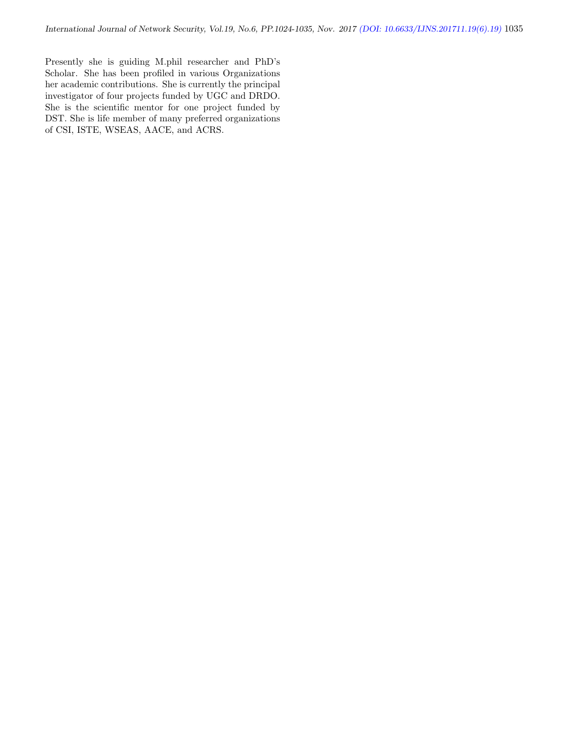Presently she is guiding M.phil researcher and PhD's Scholar. She has been profiled in various Organizations her academic contributions. She is currently the principal investigator of four projects funded by UGC and DRDO. She is the scientific mentor for one project funded by DST. She is life member of many preferred organizations of CSI, ISTE, WSEAS, AACE, and ACRS.